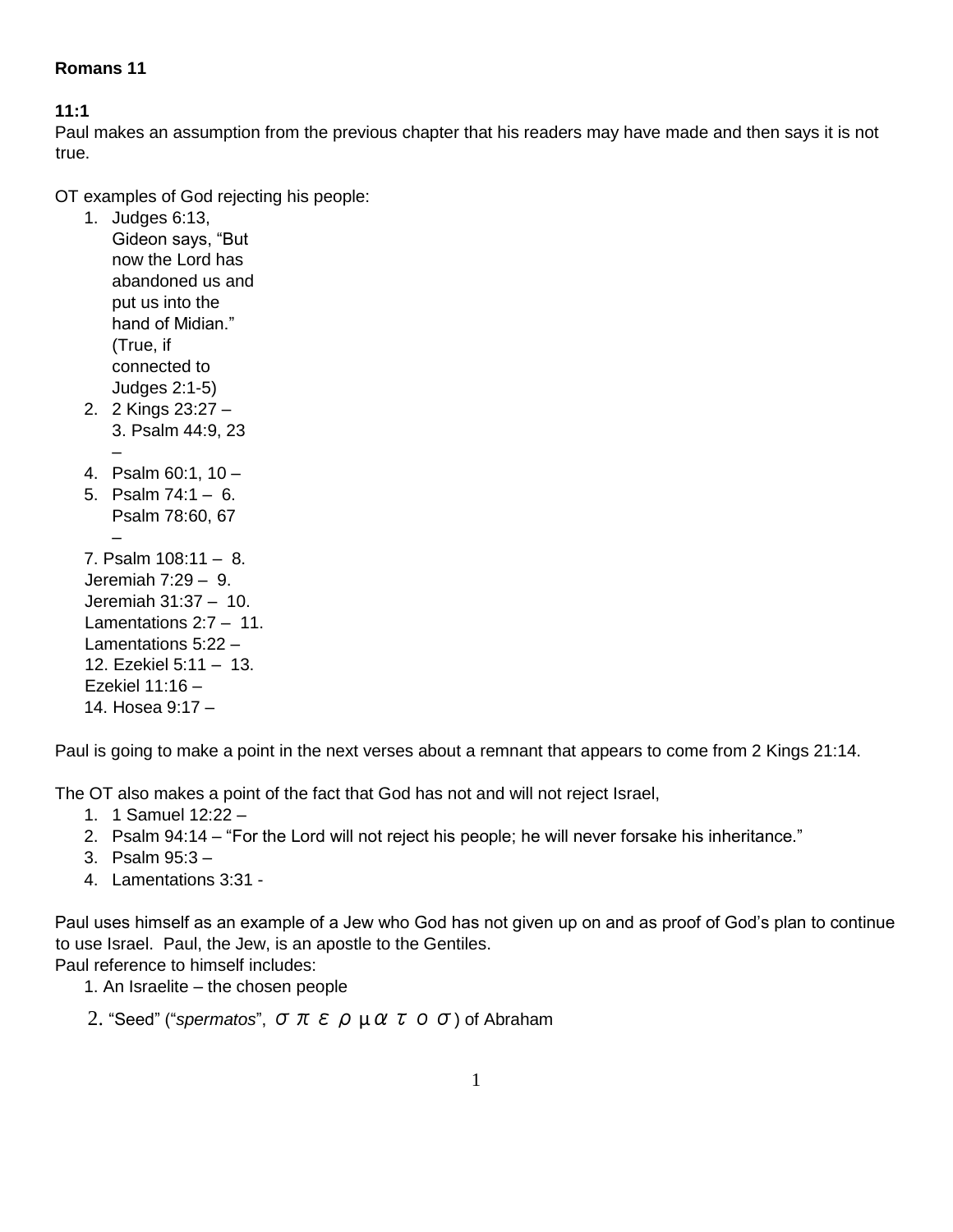**Romans 11**

**11:1**
Paul makes an assumption from the previous chapter that his readers may have made and then says it is not true.

OT examples of God rejecting his people:

1. Judges 6:13, Gideon says, "But now the Lord has abandoned us and put us into the hand of Midian." (True, if connected to Judges 2:1-5)
2. 2 Kings 23:27 –
3. Psalm 44:9, 23 –
4. Psalm 60:1, 10 –
5. Psalm 74:1 –
6. Psalm 78:60, 67 –
7. Psalm 108:11 –
8. Jeremiah 7:29 –
9. Jeremiah 31:37 –
10. Lamentations 2:7 –
11. Lamentations 5:22 –
12. Ezekiel 5:11 –
13. Ezekiel 11:16 –
14. Hosea 9:17 –

Paul is going to make a point in the next verses about a remnant that appears to come from 2 Kings 21:14.

The OT also makes a point of the fact that God has not and will not reject Israel,

1. 1 Samuel 12:22 –
2. Psalm 94:14 – "For the Lord will not reject his people; he will never forsake his inheritance."
3. Psalm 95:3 –
4. Lamentations 3:31 -

Paul uses himself as an example of a Jew who God has not given up on and as proof of God's plan to continue to use Israel. Paul, the Jew, is an apostle to the Gentiles.
Paul reference to himself includes:

1. An Israelite – the chosen people
2. "Seed" ("*spermatos*", σπερματοσ) of Abraham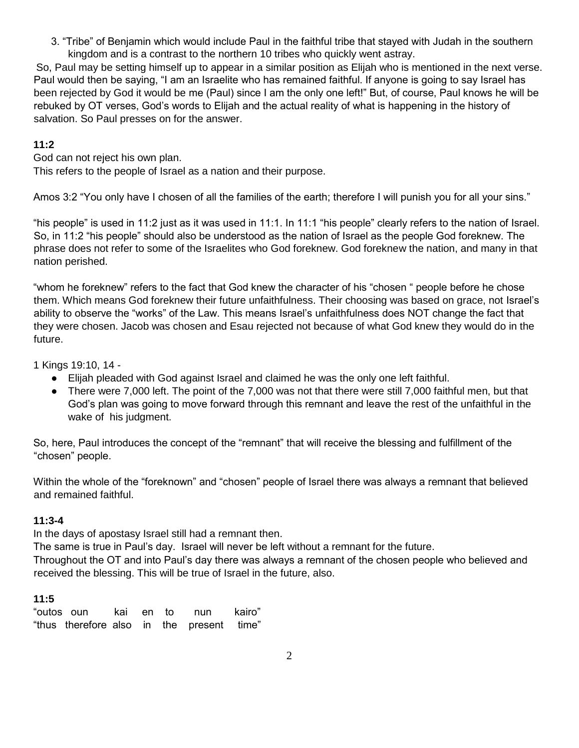3. "Tribe" of Benjamin which would include Paul in the faithful tribe that stayed with Judah in the southern kingdom and is a contrast to the northern 10 tribes who quickly went astray.

So, Paul may be setting himself up to appear in a similar position as Elijah who is mentioned in the next verse. Paul would then be saying, "I am an Israelite who has remained faithful. If anyone is going to say Israel has been rejected by God it would be me (Paul) since I am the only one left!" But, of course, Paul knows he will be rebuked by OT verses, God's words to Elijah and the actual reality of what is happening in the history of salvation. So Paul presses on for the answer.

**11:2**

God can not reject his own plan.
This refers to the people of Israel as a nation and their purpose.

Amos 3:2 "You only have I chosen of all the families of the earth; therefore I will punish you for all your sins."

"his people" is used in 11:2 just as it was used in 11:1. In 11:1 "his people" clearly refers to the nation of Israel. So, in 11:2 "his people" should also be understood as the nation of Israel as the people God foreknew. The phrase does not refer to some of the Israelites who God foreknew. God foreknew the nation, and many in that nation perished.

"whom he foreknew" refers to the fact that God knew the character of his "chosen " people before he chose them. Which means God foreknew their future unfaithfulness. Their choosing was based on grace, not Israel's ability to observe the "works" of the Law. This means Israel's unfaithfulness does NOT change the fact that they were chosen. Jacob was chosen and Esau rejected not because of what God knew they would do in the future.

1 Kings 19:10, 14 -

- Elijah pleaded with God against Israel and claimed he was the only one left faithful.
- There were 7,000 left. The point of the 7,000 was not that there were still 7,000 faithful men, but that God's plan was going to move forward through this remnant and leave the rest of the unfaithful in the wake of his judgment.

So, here, Paul introduces the concept of the "remnant" that will receive the blessing and fulfillment of the "chosen" people.

Within the whole of the "foreknown" and "chosen" people of Israel there was always a remnant that believed and remained faithful.

**11:3-4**

In the days of apostasy Israel still had a remnant then.
The same is true in Paul's day. Israel will never be left without a remnant for the future.
Throughout the OT and into Paul's day there was always a remnant of the chosen people who believed and received the blessing. This will be true of Israel in the future, also.

**11:5**

"outos oun kai en to nun kairo"
"thus therefore also in the present time"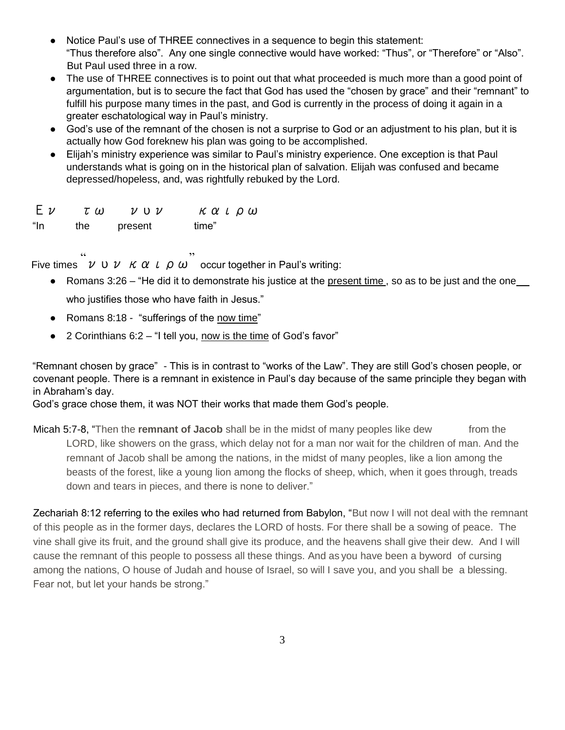- Notice Paul's use of THREE connectives in a sequence to begin this statement: "Thus therefore also". Any one single connective would have worked: "Thus", or "Therefore" or "Also". But Paul used three in a row.
- The use of THREE connectives is to point out that what proceeded is much more than a good point of argumentation, but is to secure the fact that God has used the "chosen by grace" and their "remnant" to fulfill his purpose many times in the past, and God is currently in the process of doing it again in a greater eschatological way in Paul's ministry.
- God's use of the remnant of the chosen is not a surprise to God or an adjustment to his plan, but it is actually how God foreknew his plan was going to be accomplished.
- Elijah's ministry experience was similar to Paul's ministry experience. One exception is that Paul understands what is going on in the historical plan of salvation. Elijah was confused and became depressed/hopeless, and, was rightfully rebuked by the Lord.

| Εν | τω | νυν | καιρω |
|---|---|---|---|
| "In | the | present | time" |

Five times "νυν καιρω" occur together in Paul's writing:

- Romans 3:26 – "He did it to demonstrate his justice at the present time, so as to be just and the one who justifies those who have faith in Jesus."
- Romans 8:18 - "sufferings of the now time"
- 2 Corinthians 6:2 – "I tell you, now is the time of God's favor"

"Remnant chosen by grace" - This is in contrast to "works of the Law". They are still God's chosen people, or covenant people. There is a remnant in existence in Paul's day because of the same principle they began with in Abraham's day.
God's grace chose them, it was NOT their works that made God's people.

Micah 5:7-8, "Then the **remnant of Jacob** shall be in the midst of many peoples like dew from the LORD, like showers on the grass, which delay not for a man nor wait for the children of man. And the remnant of Jacob shall be among the nations, in the midst of many peoples, like a lion among the beasts of the forest, like a young lion among the flocks of sheep, which, when it goes through, treads down and tears in pieces, and there is none to deliver."

Zechariah 8:12 referring to the exiles who had returned from Babylon, "But now I will not deal with the remnant of this people as in the former days, declares the LORD of hosts. For there shall be a sowing of peace. The vine shall give its fruit, and the ground shall give its produce, and the heavens shall give their dew. And I will cause the remnant of this people to possess all these things. And as you have been a byword of cursing among the nations, O house of Judah and house of Israel, so will I save you, and you shall be a blessing. Fear not, but let your hands be strong."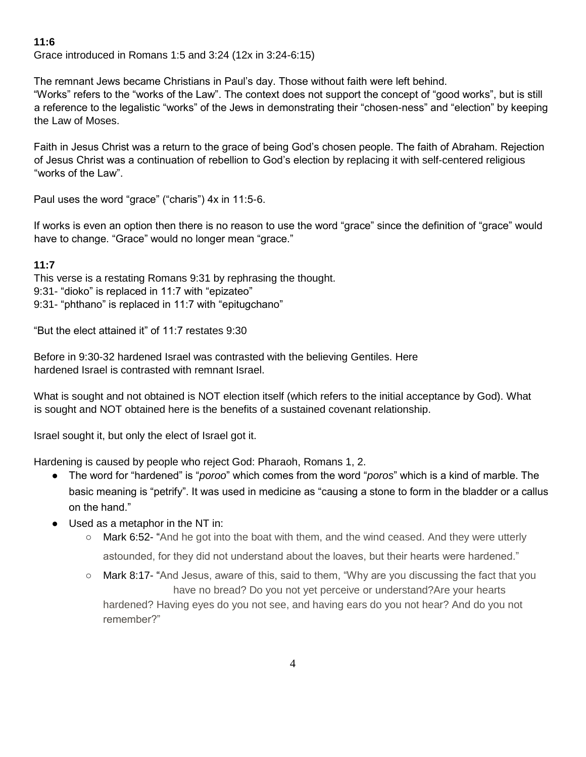**11:6**

Grace introduced in Romans 1:5 and 3:24 (12x in 3:24-6:15)

The remnant Jews became Christians in Paul's day. Those without faith were left behind. "Works" refers to the "works of the Law". The context does not support the concept of "good works", but is still a reference to the legalistic "works" of the Jews in demonstrating their "chosen-ness" and "election" by keeping the Law of Moses.

Faith in Jesus Christ was a return to the grace of being God's chosen people. The faith of Abraham. Rejection of Jesus Christ was a continuation of rebellion to God's election by replacing it with self-centered religious "works of the Law".

Paul uses the word "grace" ("charis") 4x in 11:5-6.

If works is even an option then there is no reason to use the word "grace" since the definition of "grace" would have to change. "Grace" would no longer mean "grace."

**11:7**

This verse is a restating Romans 9:31 by rephrasing the thought.
9:31- "dioko" is replaced in 11:7 with "epizateo"
9:31- "phthano" is replaced in 11:7 with "epitugchano"

"But the elect attained it" of 11:7 restates 9:30

Before in 9:30-32 hardened Israel was contrasted with the believing Gentiles. Here hardened Israel is contrasted with remnant Israel.

What is sought and not obtained is NOT election itself (which refers to the initial acceptance by God). What is sought and NOT obtained here is the benefits of a sustained covenant relationship.

Israel sought it, but only the elect of Israel got it.

Hardening is caused by people who reject God: Pharaoh, Romans 1, 2.

- The word for "hardened" is "*poroo*" which comes from the word "*poros*" which is a kind of marble. The basic meaning is "petrify". It was used in medicine as "causing a stone to form in the bladder or a callus on the hand."
- Used as a metaphor in the NT in:
    - Mark 6:52- "And he got into the boat with them, and the wind ceased. And they were utterly astounded, for they did not understand about the loaves, but their hearts were hardened."
    - Mark 8:17- "And Jesus, aware of this, said to them, "Why are you discussing the fact that you have no bread? Do you not yet perceive or understand?Are your hearts hardened? Having eyes do you not see, and having ears do you not hear? And do you not remember?"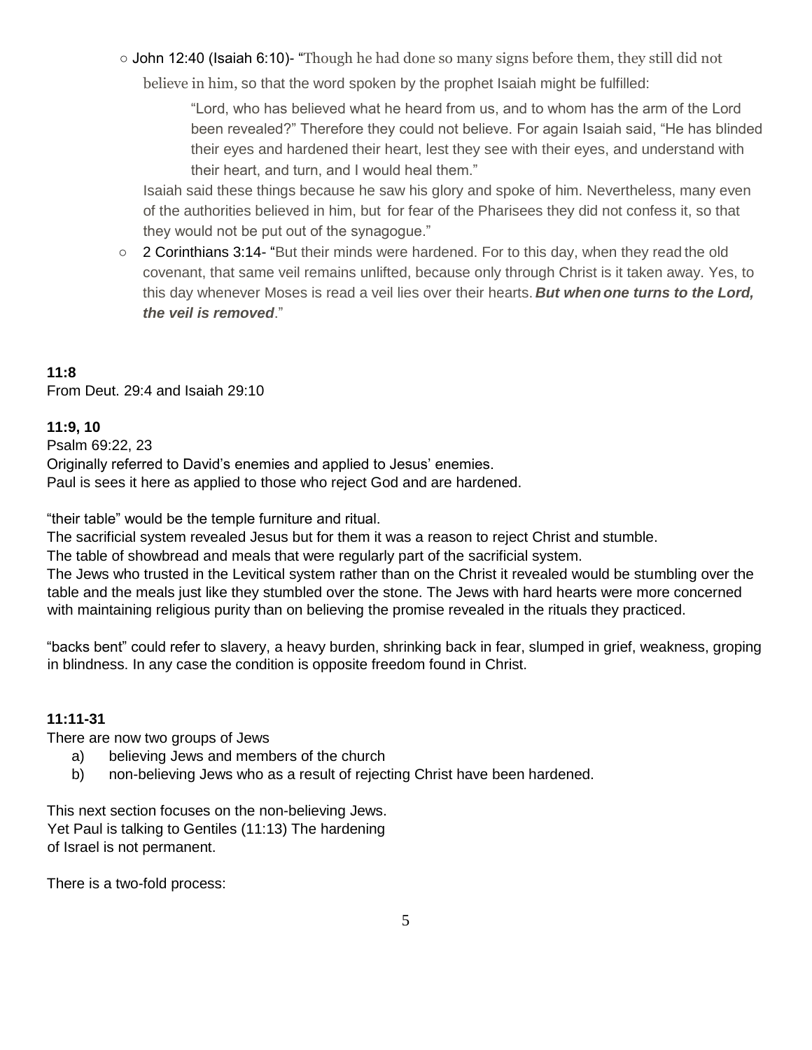- John 12:40 (Isaiah 6:10)- "Though he had done so many signs before them, they still did not believe in him, so that the word spoken by the prophet Isaiah might be fulfilled:

  > "Lord, who has believed what he heard from us, and to whom has the arm of the Lord been revealed?" Therefore they could not believe. For again Isaiah said, "He has blinded their eyes and hardened their heart, lest they see with their eyes, and understand with their heart, and turn, and I would heal them."

  Isaiah said these things because he saw his glory and spoke of him. Nevertheless, many even of the authorities believed in him, but for fear of the Pharisees they did not confess it, so that they would not be put out of the synagogue."

- 2 Corinthians 3:14- "But their minds were hardened. For to this day, when they read the old covenant, that same veil remains unlifted, because only through Christ is it taken away. Yes, to this day whenever Moses is read a veil lies over their hearts. ***But when one turns to the Lord, the veil is removed***."

**11:8**
From Deut. 29:4 and Isaiah 29:10

**11:9, 10**
Psalm 69:22, 23
Originally referred to David's enemies and applied to Jesus' enemies.
Paul is sees it here as applied to those who reject God and are hardened.

"their table" would be the temple furniture and ritual.
The sacrificial system revealed Jesus but for them it was a reason to reject Christ and stumble.
The table of showbread and meals that were regularly part of the sacrificial system.
The Jews who trusted in the Levitical system rather than on the Christ it revealed would be stumbling over the table and the meals just like they stumbled over the stone. The Jews with hard hearts were more concerned with maintaining religious purity than on believing the promise revealed in the rituals they practiced.

"backs bent" could refer to slavery, a heavy burden, shrinking back in fear, slumped in grief, weakness, groping in blindness. In any case the condition is opposite freedom found in Christ.

**11:11-31**
There are now two groups of Jews

a) believing Jews and members of the church
b) non-believing Jews who as a result of rejecting Christ have been hardened.

This next section focuses on the non-believing Jews.
Yet Paul is talking to Gentiles (11:13) The hardening of Israel is not permanent.

There is a two-fold process: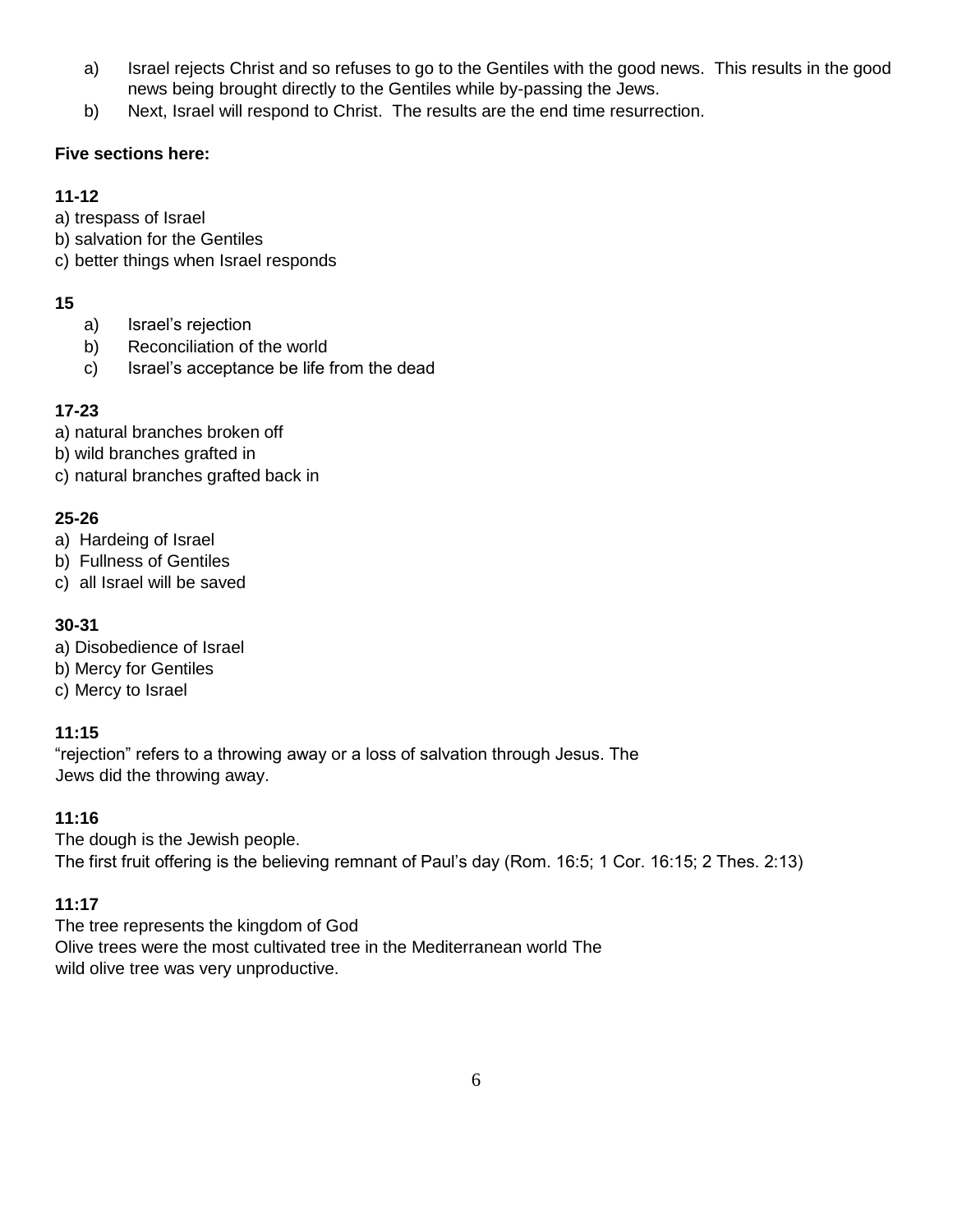a) Israel rejects Christ and so refuses to go to the Gentiles with the good news. This results in the good news being brought directly to the Gentiles while by-passing the Jews.
b) Next, Israel will respond to Christ. The results are the end time resurrection.

**Five sections here:**

**11-12**

a) trespass of Israel
b) salvation for the Gentiles
c) better things when Israel responds

**15**

a) Israel's rejection
b) Reconciliation of the world
c) Israel's acceptance be life from the dead

**17-23**

a) natural branches broken off
b) wild branches grafted in
c) natural branches grafted back in

**25-26**

a) Hardeing of Israel
b) Fullness of Gentiles
c) all Israel will be saved

**30-31**

a) Disobedience of Israel
b) Mercy for Gentiles
c) Mercy to Israel

**11:15**

"rejection" refers to a throwing away or a loss of salvation through Jesus. The Jews did the throwing away.

**11:16**

The dough is the Jewish people.
The first fruit offering is the believing remnant of Paul's day (Rom. 16:5; 1 Cor. 16:15; 2 Thes. 2:13)

**11:17**

The tree represents the kingdom of God
Olive trees were the most cultivated tree in the Mediterranean world The wild olive tree was very unproductive.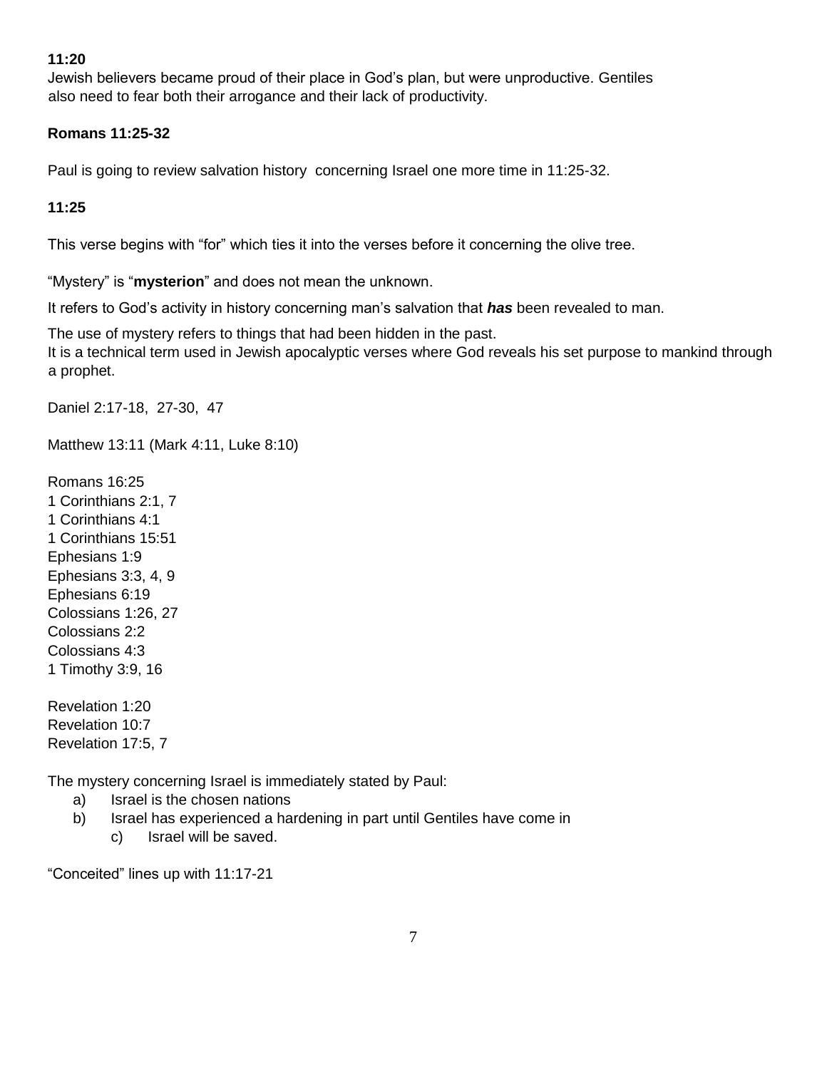**11:20**

Jewish believers became proud of their place in God's plan, but were unproductive. Gentiles also need to fear both their arrogance and their lack of productivity.

**Romans 11:25-32**

Paul is going to review salvation history concerning Israel one more time in 11:25-32.

**11:25**

This verse begins with "for" which ties it into the verses before it concerning the olive tree.

"Mystery" is "**mysterion**" and does not mean the unknown.

It refers to God's activity in history concerning man's salvation that ***has*** been revealed to man.

The use of mystery refers to things that had been hidden in the past.
It is a technical term used in Jewish apocalyptic verses where God reveals his set purpose to mankind through a prophet.

Daniel 2:17-18, 27-30, 47

Matthew 13:11 (Mark 4:11, Luke 8:10)

Romans 16:25
1 Corinthians 2:1, 7
1 Corinthians 4:1
1 Corinthians 15:51
Ephesians 1:9
Ephesians 3:3, 4, 9
Ephesians 6:19
Colossians 1:26, 27
Colossians 2:2
Colossians 4:3
1 Timothy 3:9, 16

Revelation 1:20
Revelation 10:7
Revelation 17:5, 7

The mystery concerning Israel is immediately stated by Paul:

a) Israel is the chosen nations
b) Israel has experienced a hardening in part until Gentiles have come in
c) Israel will be saved.

"Conceited" lines up with 11:17-21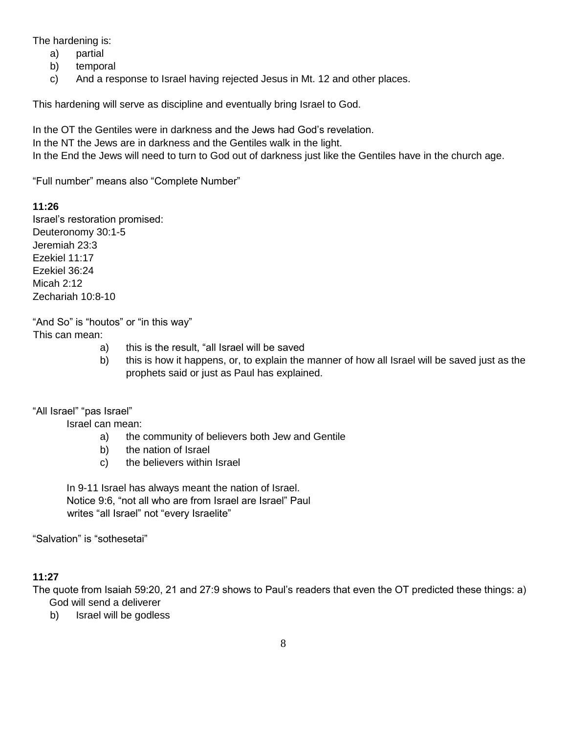The hardening is:

a) partial
b) temporal
c) And a response to Israel having rejected Jesus in Mt. 12 and other places.

This hardening will serve as discipline and eventually bring Israel to God.

In the OT the Gentiles were in darkness and the Jews had God's revelation.
In the NT the Jews are in darkness and the Gentiles walk in the light.
In the End the Jews will need to turn to God out of darkness just like the Gentiles have in the church age.

"Full number" means also "Complete Number"

**11:26**
Israel's restoration promised:
Deuteronomy 30:1-5
Jeremiah 23:3
Ezekiel 11:17
Ezekiel 36:24
Micah 2:12
Zechariah 10:8-10

"And So" is "houtos" or "in this way"
This can mean:

a) this is the result, "all Israel will be saved
b) this is how it happens, or, to explain the manner of how all Israel will be saved just as the prophets said or just as Paul has explained.

"All Israel" "pas Israel"

Israel can mean:

a) the community of believers both Jew and Gentile
b) the nation of Israel
c) the believers within Israel

In 9-11 Israel has always meant the nation of Israel.
Notice 9:6, "not all who are from Israel are Israel" Paul writes "all Israel" not "every Israelite"

"Salvation" is "sothesetai"

**11:27**
The quote from Isaiah 59:20, 21 and 27:9 shows to Paul's readers that even the OT predicted these things:

a) God will send a deliverer
b) Israel will be godless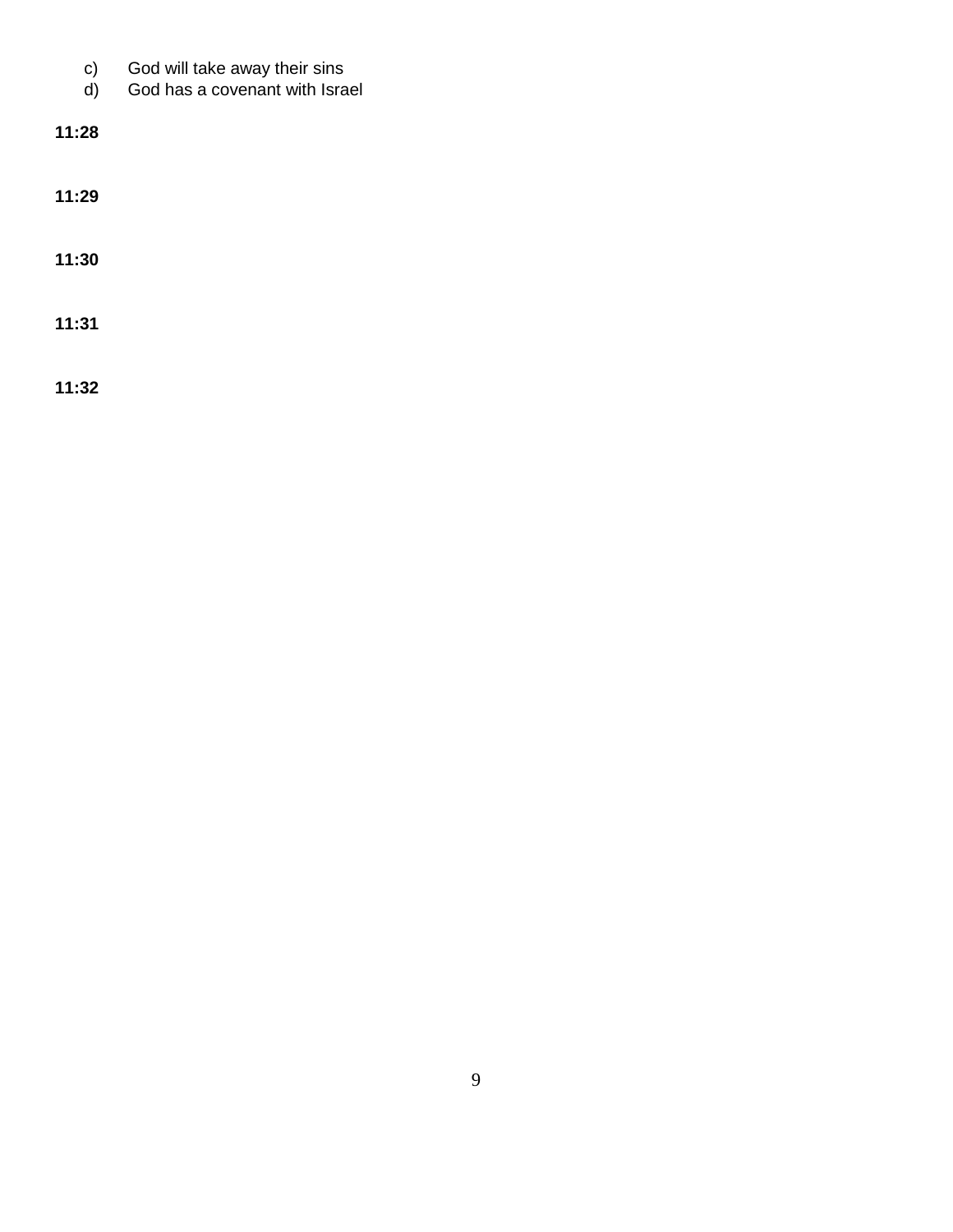c) God will take away their sins
d) God has a covenant with Israel

**11:28**

**11:29**

**11:30**

**11:31**

**11:32**